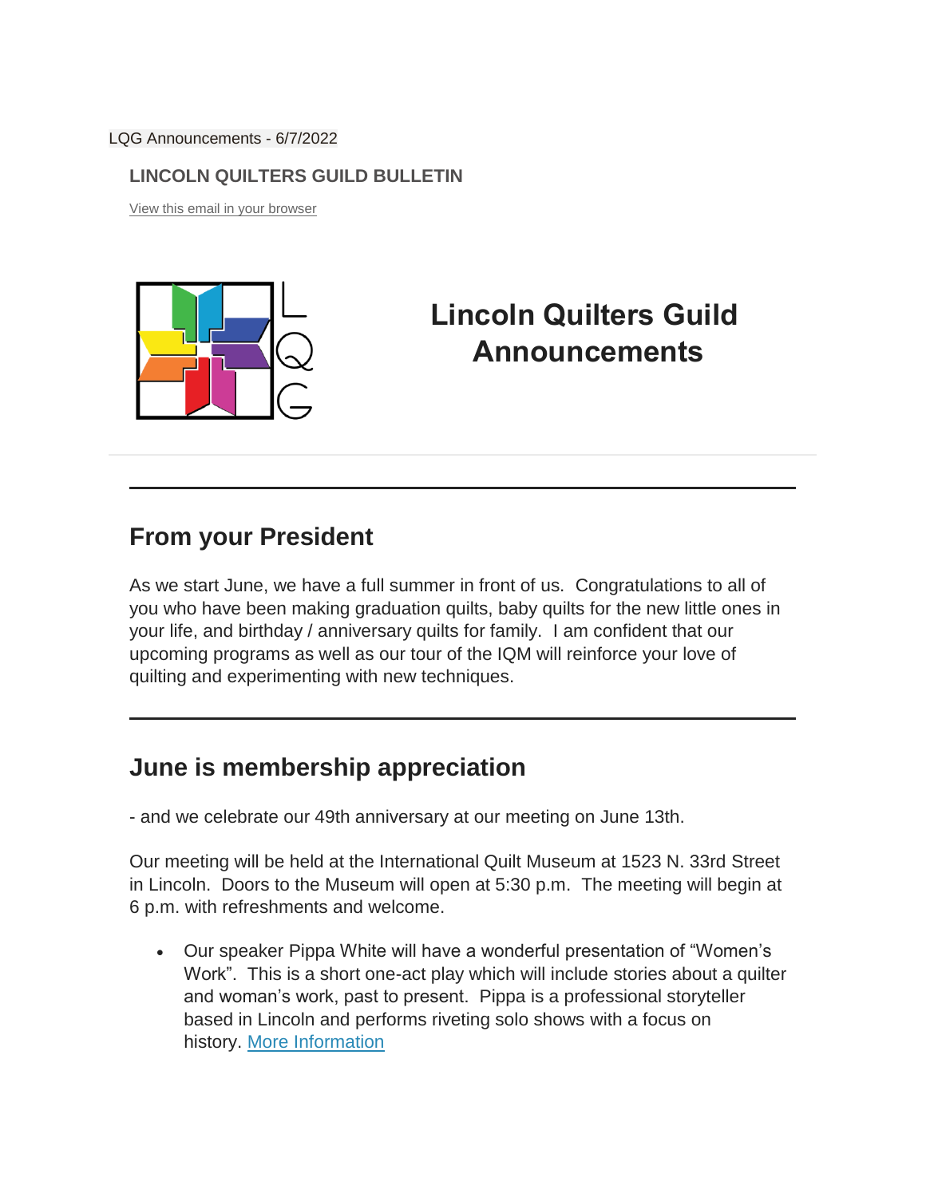LQG Announcements - 6/7/2022

**LINCOLN QUILTERS GUILD BULLETIN**

View this email in your browser

# Lincoln Quilters Guild Announcements

---

## From your President

As we start June, we have a full summer in front of us.  Congratulations to all of you who have been making graduation quilts, baby quilts for the new little ones in your life, and birthday / anniversary quilts for family.  I am confident that our upcoming programs as well as our tour of the IQM will reinforce your love of quilting and experimenting with new techniques.

---

## June is membership appreciation

- and we celebrate our 49th anniversary at our meeting on June 13th.

Our meeting will be held at the International Quilt Museum at 1523 N. 33rd Street in Lincoln.  Doors to the Museum will open at 5:30 p.m.  The meeting will begin at 6 p.m. with refreshments and welcome.

- Our speaker Pippa White will have a wonderful presentation of “Women’s Work”.  This is a short one-act play which will include stories about a quilter and woman’s work, past to present.  Pippa is a professional storyteller based in Lincoln and performs riveting solo shows with a focus on history. More Information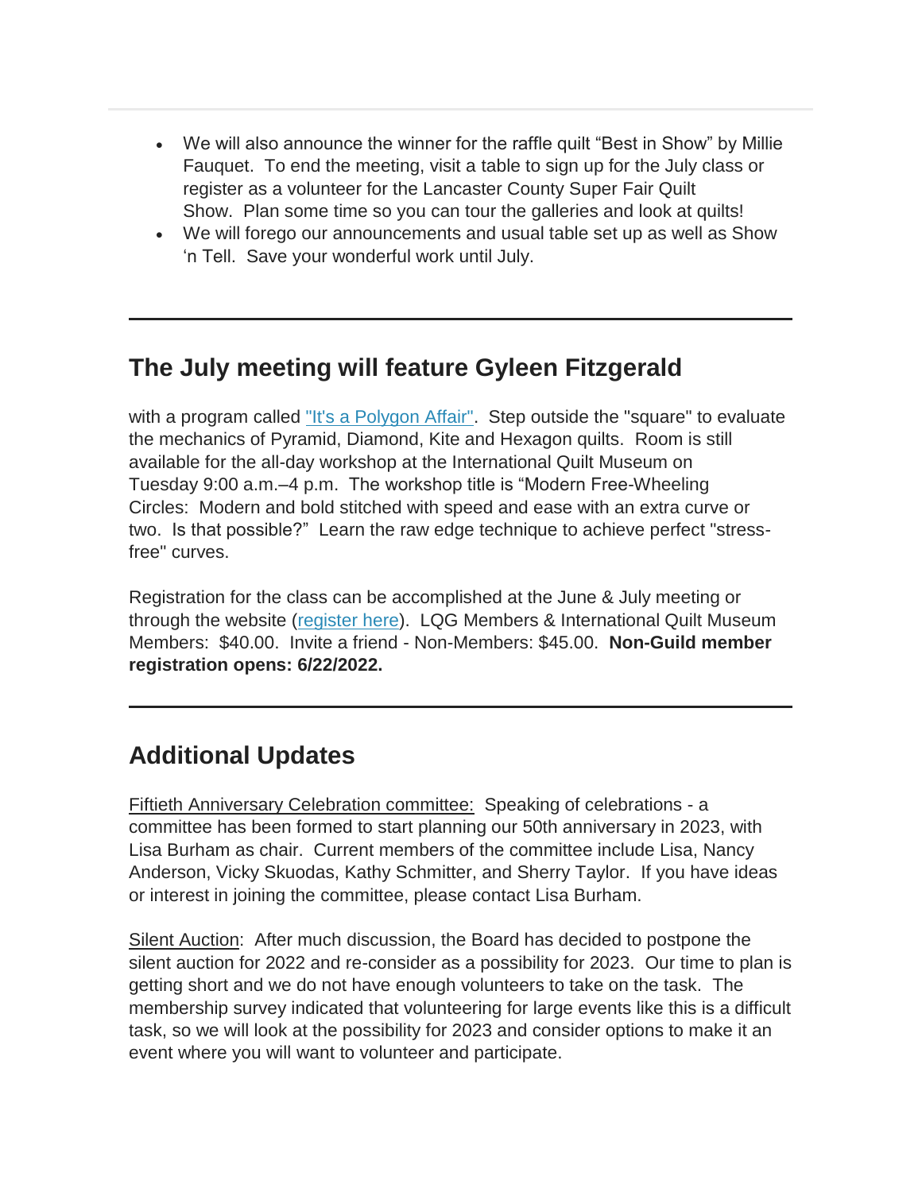- We will also announce the winner for the raffle quilt "Best in Show" by Millie Fauquet. To end the meeting, visit a table to sign up for the July class or register as a volunteer for the Lancaster County Super Fair Quilt Show. Plan some time so you can tour the galleries and look at quilts!
- We will forego our announcements and usual table set up as well as Show 'n Tell. Save your wonderful work until July.

---

## The July meeting will feature Gyleen Fitzgerald

with a program called "It's a Polygon Affair". Step outside the "square" to evaluate the mechanics of Pyramid, Diamond, Kite and Hexagon quilts. Room is still available for the all-day workshop at the International Quilt Museum on Tuesday 9:00 a.m.–4 p.m. The workshop title is "Modern Free-Wheeling Circles: Modern and bold stitched with speed and ease with an extra curve or two. Is that possible?" Learn the raw edge technique to achieve perfect "stress-free" curves.

Registration for the class can be accomplished at the June & July meeting or through the website (register here). LQG Members & International Quilt Museum Members: $40.00. Invite a friend - Non-Members: $45.00. **Non-Guild member registration opens: 6/22/2022.**

---

## Additional Updates

Fiftieth Anniversary Celebration committee: Speaking of celebrations - a committee has been formed to start planning our 50th anniversary in 2023, with Lisa Burham as chair. Current members of the committee include Lisa, Nancy Anderson, Vicky Skuodas, Kathy Schmitter, and Sherry Taylor. If you have ideas or interest in joining the committee, please contact Lisa Burham.

Silent Auction: After much discussion, the Board has decided to postpone the silent auction for 2022 and re-consider as a possibility for 2023. Our time to plan is getting short and we do not have enough volunteers to take on the task. The membership survey indicated that volunteering for large events like this is a difficult task, so we will look at the possibility for 2023 and consider options to make it an event where you will want to volunteer and participate.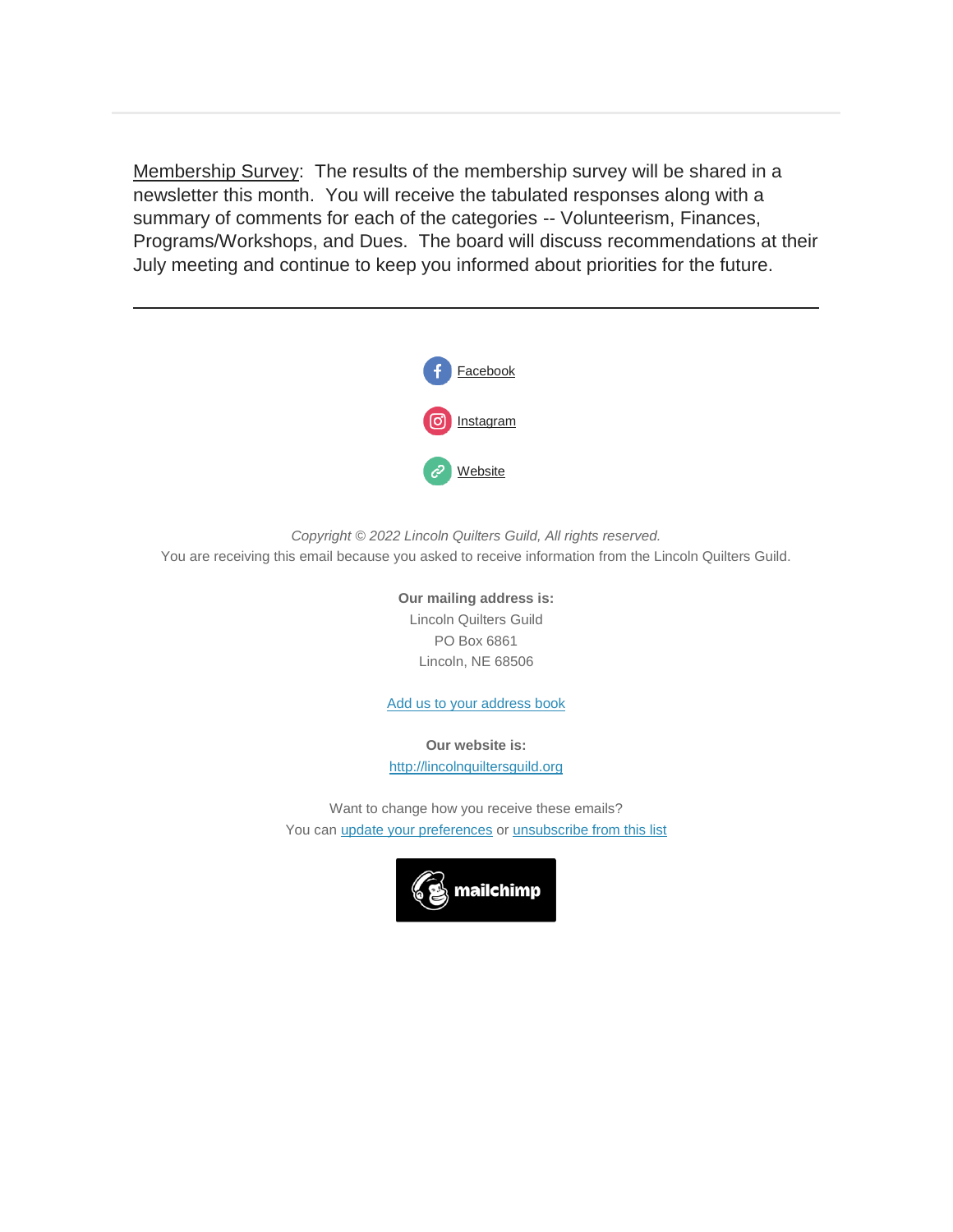---

Membership Survey: The results of the membership survey will be shared in a newsletter this month. You will receive the tabulated responses along with a summary of comments for each of the categories -- Volunteerism, Finances, Programs/Workshops, and Dues. The board will discuss recommendations at their July meeting and continue to keep you informed about priorities for the future.

---

Facebook

Instagram

Website

*Copyright © 2022 Lincoln Quilters Guild, All rights reserved.*

You are receiving this email because you asked to receive information from the Lincoln Quilters Guild.

**Our mailing address is:**

Lincoln Quilters Guild
PO Box 6861
Lincoln, NE 68506

Add us to your address book

**Our website is:**

http://lincolnquiltersguild.org

Want to change how you receive these emails?
You can update your preferences or unsubscribe from this list

mailchimp